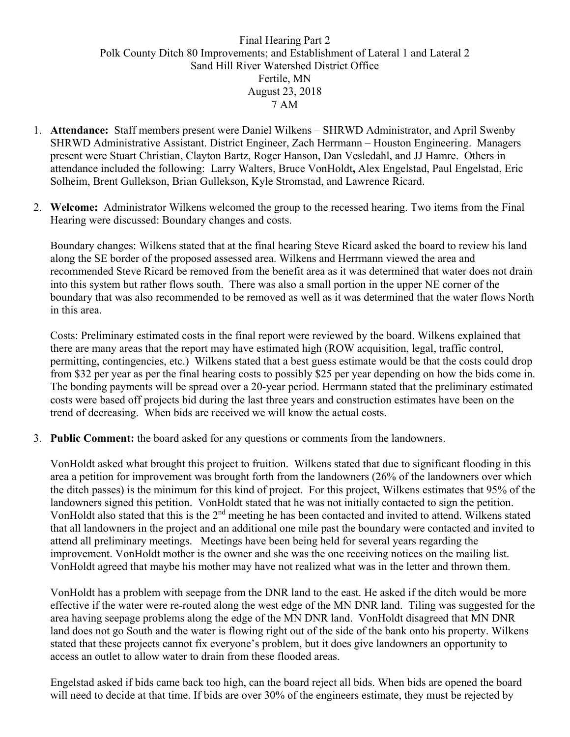Final Hearing Part 2
Polk County Ditch 80 Improvements; and Establishment of Lateral 1 and Lateral 2
Sand Hill River Watershed District Office
Fertile, MN
August 23, 2018
7 AM

1. **Attendance:** Staff members present were Daniel Wilkens – SHRWD Administrator, and April Swenby SHRWD Administrative Assistant. District Engineer, Zach Herrmann – Houston Engineering. Managers present were Stuart Christian, Clayton Bartz, Roger Hanson, Dan Vesledahl, and JJ Hamre. Others in attendance included the following: Larry Walters, Bruce VonHoldt**,** Alex Engelstad, Paul Engelstad, Eric Solheim, Brent Gullekson, Brian Gullekson, Kyle Stromstad, and Lawrence Ricard.

2. **Welcome:** Administrator Wilkens welcomed the group to the recessed hearing. Two items from the Final Hearing were discussed: Boundary changes and costs.

   Boundary changes: Wilkens stated that at the final hearing Steve Ricard asked the board to review his land along the SE border of the proposed assessed area. Wilkens and Herrmann viewed the area and recommended Steve Ricard be removed from the benefit area as it was determined that water does not drain into this system but rather flows south. There was also a small portion in the upper NE corner of the boundary that was also recommended to be removed as well as it was determined that the water flows North in this area.

   Costs: Preliminary estimated costs in the final report were reviewed by the board. Wilkens explained that there are many areas that the report may have estimated high (ROW acquisition, legal, traffic control, permitting, contingencies, etc.) Wilkens stated that a best guess estimate would be that the costs could drop from $32 per year as per the final hearing costs to possibly $25 per year depending on how the bids come in. The bonding payments will be spread over a 20-year period. Herrmann stated that the preliminary estimated costs were based off projects bid during the last three years and construction estimates have been on the trend of decreasing. When bids are received we will know the actual costs.

3. **Public Comment:** the board asked for any questions or comments from the landowners.

   VonHoldt asked what brought this project to fruition. Wilkens stated that due to significant flooding in this area a petition for improvement was brought forth from the landowners (26% of the landowners over which the ditch passes) is the minimum for this kind of project. For this project, Wilkens estimates that 95% of the landowners signed this petition. VonHoldt stated that he was not initially contacted to sign the petition. VonHoldt also stated that this is the 2nd meeting he has been contacted and invited to attend. Wilkens stated that all landowners in the project and an additional one mile past the boundary were contacted and invited to attend all preliminary meetings. Meetings have been being held for several years regarding the improvement. VonHoldt mother is the owner and she was the one receiving notices on the mailing list. VonHoldt agreed that maybe his mother may have not realized what was in the letter and thrown them.

   VonHoldt has a problem with seepage from the DNR land to the east. He asked if the ditch would be more effective if the water were re-routed along the west edge of the MN DNR land. Tiling was suggested for the area having seepage problems along the edge of the MN DNR land. VonHoldt disagreed that MN DNR land does not go South and the water is flowing right out of the side of the bank onto his property. Wilkens stated that these projects cannot fix everyone's problem, but it does give landowners an opportunity to access an outlet to allow water to drain from these flooded areas.

   Engelstad asked if bids came back too high, can the board reject all bids. When bids are opened the board will need to decide at that time. If bids are over 30% of the engineers estimate, they must be rejected by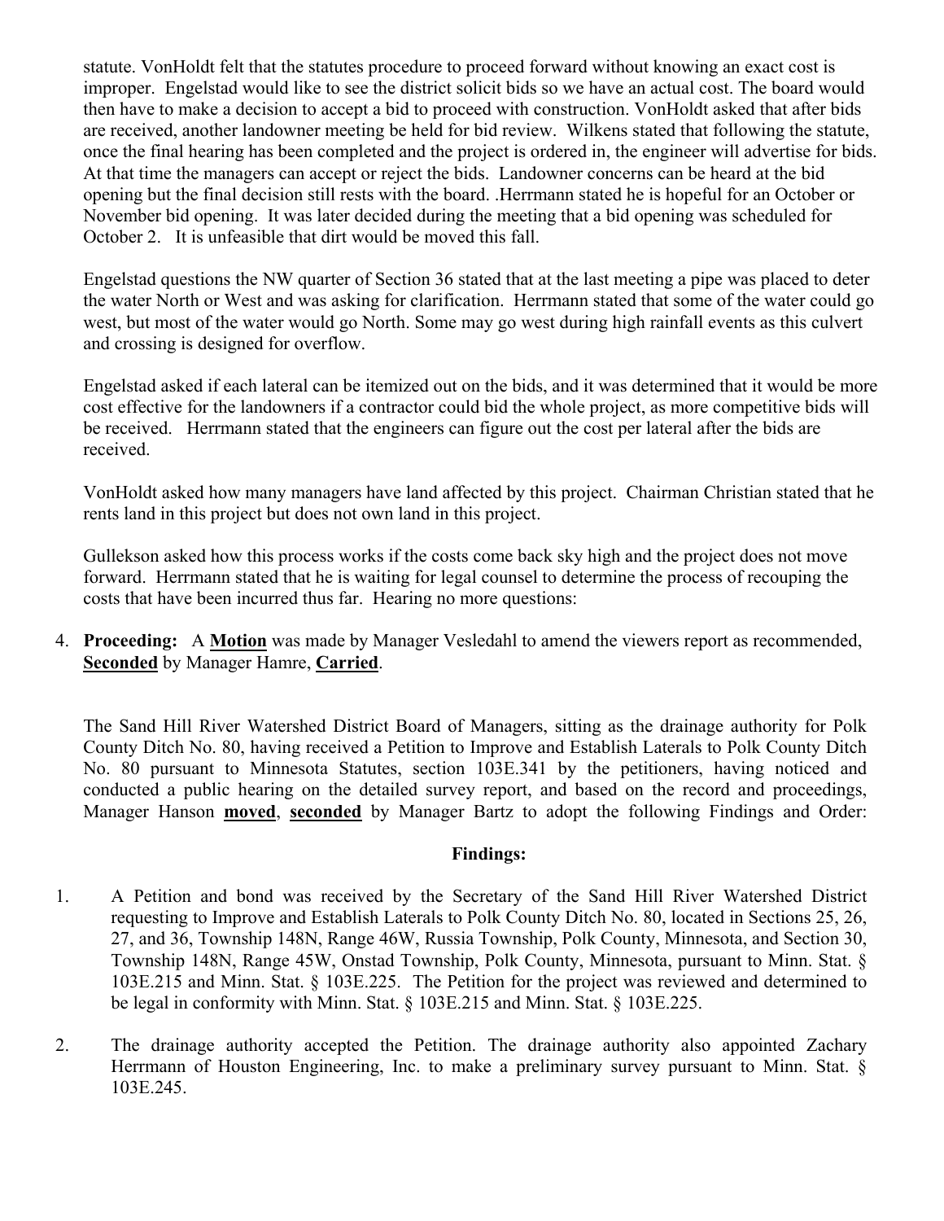statute. VonHoldt felt that the statutes procedure to proceed forward without knowing an exact cost is improper. Engelstad would like to see the district solicit bids so we have an actual cost. The board would then have to make a decision to accept a bid to proceed with construction. VonHoldt asked that after bids are received, another landowner meeting be held for bid review. Wilkens stated that following the statute, once the final hearing has been completed and the project is ordered in, the engineer will advertise for bids. At that time the managers can accept or reject the bids. Landowner concerns can be heard at the bid opening but the final decision still rests with the board. .Herrmann stated he is hopeful for an October or November bid opening. It was later decided during the meeting that a bid opening was scheduled for October 2. It is unfeasible that dirt would be moved this fall.

Engelstad questions the NW quarter of Section 36 stated that at the last meeting a pipe was placed to deter the water North or West and was asking for clarification. Herrmann stated that some of the water could go west, but most of the water would go North. Some may go west during high rainfall events as this culvert and crossing is designed for overflow.

Engelstad asked if each lateral can be itemized out on the bids, and it was determined that it would be more cost effective for the landowners if a contractor could bid the whole project, as more competitive bids will be received. Herrmann stated that the engineers can figure out the cost per lateral after the bids are received.

VonHoldt asked how many managers have land affected by this project. Chairman Christian stated that he rents land in this project but does not own land in this project.

Gullekson asked how this process works if the costs come back sky high and the project does not move forward. Herrmann stated that he is waiting for legal counsel to determine the process of recouping the costs that have been incurred thus far. Hearing no more questions:

4. **Proceeding:** A **Motion** was made by Manager Vesledahl to amend the viewers report as recommended, **Seconded** by Manager Hamre, **Carried**.

The Sand Hill River Watershed District Board of Managers, sitting as the drainage authority for Polk County Ditch No. 80, having received a Petition to Improve and Establish Laterals to Polk County Ditch No. 80 pursuant to Minnesota Statutes, section 103E.341 by the petitioners, having noticed and conducted a public hearing on the detailed survey report, and based on the record and proceedings, Manager Hanson **moved**, **seconded** by Manager Bartz to adopt the following Findings and Order:

**Findings:**

1. A Petition and bond was received by the Secretary of the Sand Hill River Watershed District requesting to Improve and Establish Laterals to Polk County Ditch No. 80, located in Sections 25, 26, 27, and 36, Township 148N, Range 46W, Russia Township, Polk County, Minnesota, and Section 30, Township 148N, Range 45W, Onstad Township, Polk County, Minnesota, pursuant to Minn. Stat. § 103E.215 and Minn. Stat. § 103E.225. The Petition for the project was reviewed and determined to be legal in conformity with Minn. Stat. § 103E.215 and Minn. Stat. § 103E.225.

2. The drainage authority accepted the Petition. The drainage authority also appointed Zachary Herrmann of Houston Engineering, Inc. to make a preliminary survey pursuant to Minn. Stat. § 103E.245.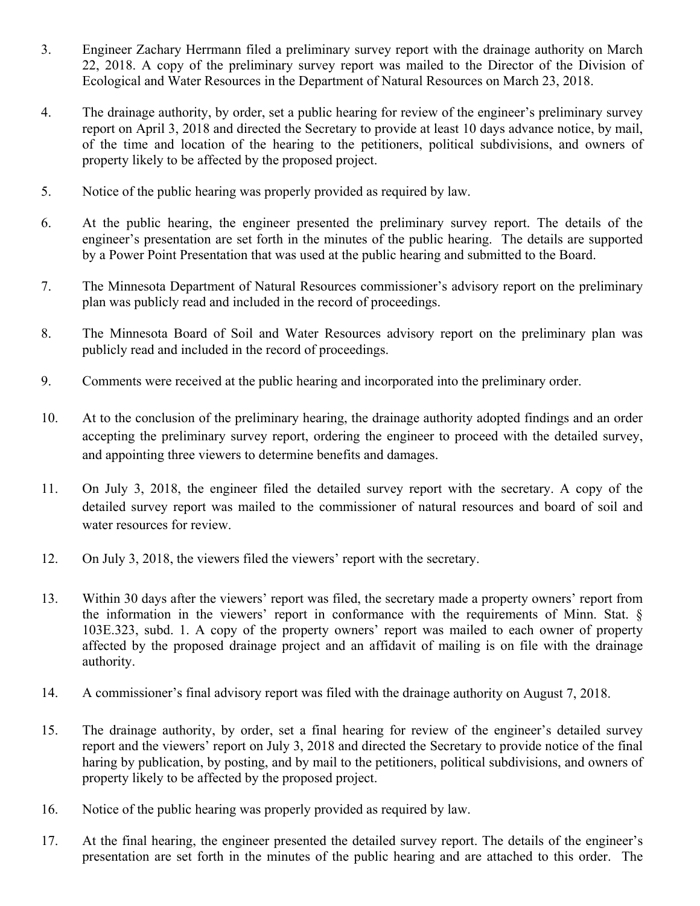3. Engineer Zachary Herrmann filed a preliminary survey report with the drainage authority on March 22, 2018. A copy of the preliminary survey report was mailed to the Director of the Division of Ecological and Water Resources in the Department of Natural Resources on March 23, 2018.

4. The drainage authority, by order, set a public hearing for review of the engineer's preliminary survey report on April 3, 2018 and directed the Secretary to provide at least 10 days advance notice, by mail, of the time and location of the hearing to the petitioners, political subdivisions, and owners of property likely to be affected by the proposed project.

5. Notice of the public hearing was properly provided as required by law.

6. At the public hearing, the engineer presented the preliminary survey report. The details of the engineer's presentation are set forth in the minutes of the public hearing. The details are supported by a Power Point Presentation that was used at the public hearing and submitted to the Board.

7. The Minnesota Department of Natural Resources commissioner's advisory report on the preliminary plan was publicly read and included in the record of proceedings.

8. The Minnesota Board of Soil and Water Resources advisory report on the preliminary plan was publicly read and included in the record of proceedings.

9. Comments were received at the public hearing and incorporated into the preliminary order.

10. At to the conclusion of the preliminary hearing, the drainage authority adopted findings and an order accepting the preliminary survey report, ordering the engineer to proceed with the detailed survey, and appointing three viewers to determine benefits and damages.

11. On July 3, 2018, the engineer filed the detailed survey report with the secretary. A copy of the detailed survey report was mailed to the commissioner of natural resources and board of soil and water resources for review.

12. On July 3, 2018, the viewers filed the viewers' report with the secretary.

13. Within 30 days after the viewers' report was filed, the secretary made a property owners' report from the information in the viewers' report in conformance with the requirements of Minn. Stat. § 103E.323, subd. 1. A copy of the property owners' report was mailed to each owner of property affected by the proposed drainage project and an affidavit of mailing is on file with the drainage authority.

14. A commissioner's final advisory report was filed with the drainage authority on August 7, 2018.

15. The drainage authority, by order, set a final hearing for review of the engineer's detailed survey report and the viewers' report on July 3, 2018 and directed the Secretary to provide notice of the final haring by publication, by posting, and by mail to the petitioners, political subdivisions, and owners of property likely to be affected by the proposed project.

16. Notice of the public hearing was properly provided as required by law.

17. At the final hearing, the engineer presented the detailed survey report. The details of the engineer's presentation are set forth in the minutes of the public hearing and are attached to this order. The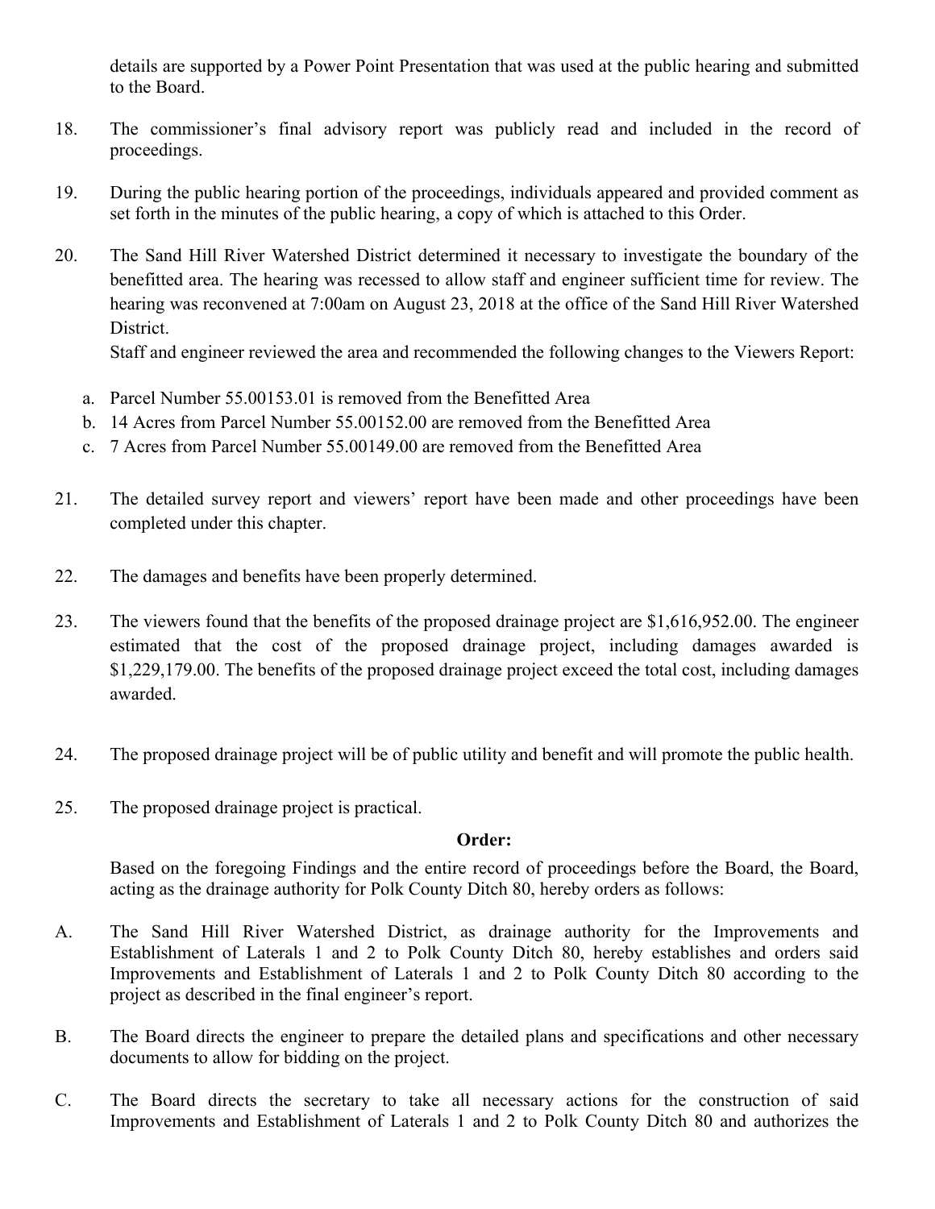details are supported by a Power Point Presentation that was used at the public hearing and submitted to the Board.

18. The commissioner's final advisory report was publicly read and included in the record of proceedings.

19. During the public hearing portion of the proceedings, individuals appeared and provided comment as set forth in the minutes of the public hearing, a copy of which is attached to this Order.

20. The Sand Hill River Watershed District determined it necessary to investigate the boundary of the benefitted area. The hearing was recessed to allow staff and engineer sufficient time for review. The hearing was reconvened at 7:00am on August 23, 2018 at the office of the Sand Hill River Watershed District.

    Staff and engineer reviewed the area and recommended the following changes to the Viewers Report:

    a. Parcel Number 55.00153.01 is removed from the Benefitted Area
    b. 14 Acres from Parcel Number 55.00152.00 are removed from the Benefitted Area
    c. 7 Acres from Parcel Number 55.00149.00 are removed from the Benefitted Area

21. The detailed survey report and viewers' report have been made and other proceedings have been completed under this chapter.

22. The damages and benefits have been properly determined.

23. The viewers found that the benefits of the proposed drainage project are $1,616,952.00. The engineer estimated that the cost of the proposed drainage project, including damages awarded is $1,229,179.00. The benefits of the proposed drainage project exceed the total cost, including damages awarded.

24. The proposed drainage project will be of public utility and benefit and will promote the public health.

25. The proposed drainage project is practical.

**Order:**

Based on the foregoing Findings and the entire record of proceedings before the Board, the Board, acting as the drainage authority for Polk County Ditch 80, hereby orders as follows:

A. The Sand Hill River Watershed District, as drainage authority for the Improvements and Establishment of Laterals 1 and 2 to Polk County Ditch 80, hereby establishes and orders said Improvements and Establishment of Laterals 1 and 2 to Polk County Ditch 80 according to the project as described in the final engineer's report.

B. The Board directs the engineer to prepare the detailed plans and specifications and other necessary documents to allow for bidding on the project.

C. The Board directs the secretary to take all necessary actions for the construction of said Improvements and Establishment of Laterals 1 and 2 to Polk County Ditch 80 and authorizes the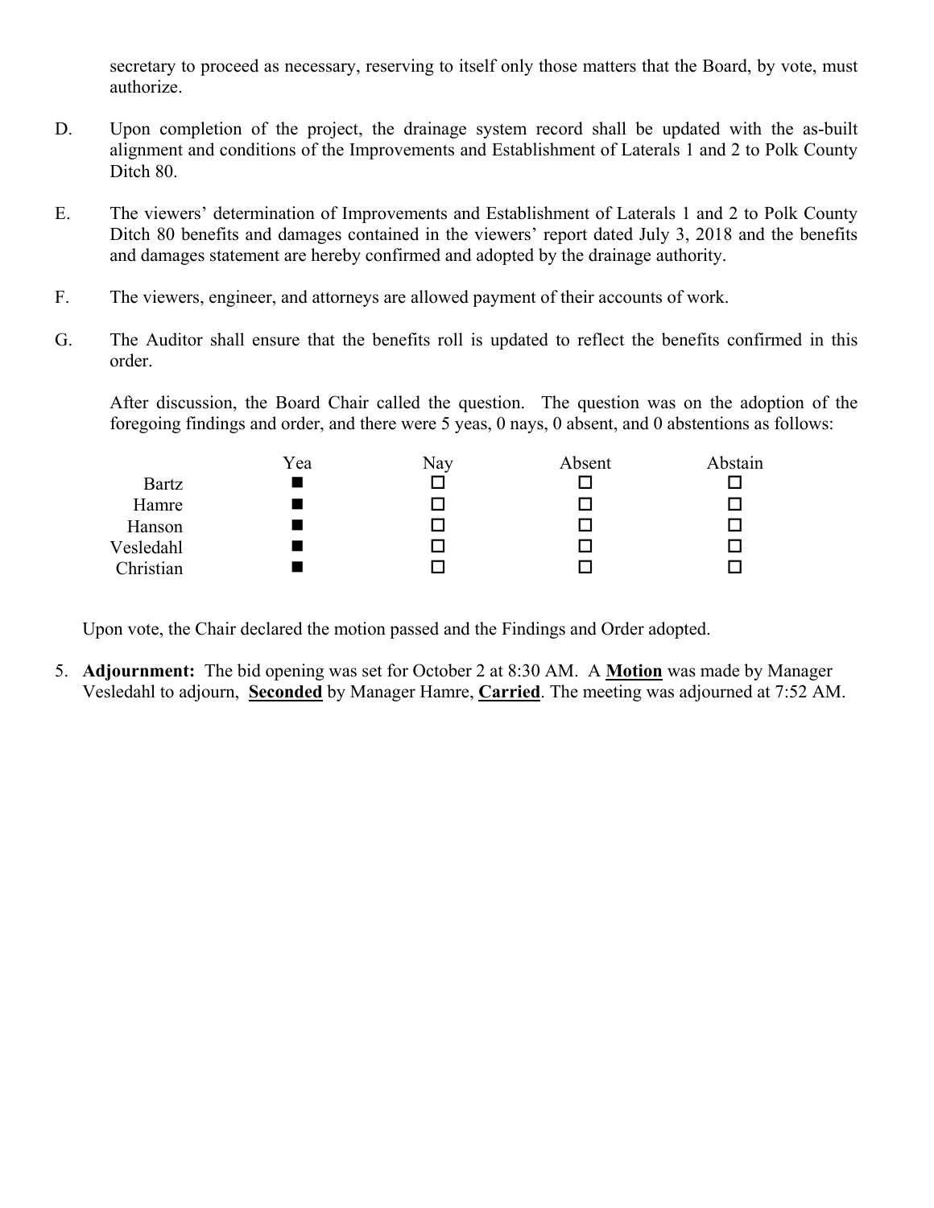secretary to proceed as necessary, reserving to itself only those matters that the Board, by vote, must authorize.

D. Upon completion of the project, the drainage system record shall be updated with the as-built alignment and conditions of the Improvements and Establishment of Laterals 1 and 2 to Polk County Ditch 80.

E. The viewers' determination of Improvements and Establishment of Laterals 1 and 2 to Polk County Ditch 80 benefits and damages contained in the viewers' report dated July 3, 2018 and the benefits and damages statement are hereby confirmed and adopted by the drainage authority.

F. The viewers, engineer, and attorneys are allowed payment of their accounts of work.

G. The Auditor shall ensure that the benefits roll is updated to reflect the benefits confirmed in this order.

After discussion, the Board Chair called the question. The question was on the adoption of the foregoing findings and order, and there were 5 yeas, 0 nays, 0 absent, and 0 abstentions as follows:

| | Yea | Nay | Absent | Abstain |
|---|---|---|---|---|
| Bartz | ■ | ☐ | ☐ | ☐ |
| Hamre | ■ | ☐ | ☐ | ☐ |
| Hanson | ■ | ☐ | ☐ | ☐ |
| Vesledahl | ■ | ☐ | ☐ | ☐ |
| Christian | ■ | ☐ | ☐ | ☐ |

Upon vote, the Chair declared the motion passed and the Findings and Order adopted.

5. **Adjournment:** The bid opening was set for October 2 at 8:30 AM. A **Motion** was made by Manager Vesledahl to adjourn, **Seconded** by Manager Hamre, **Carried**. The meeting was adjourned at 7:52 AM.